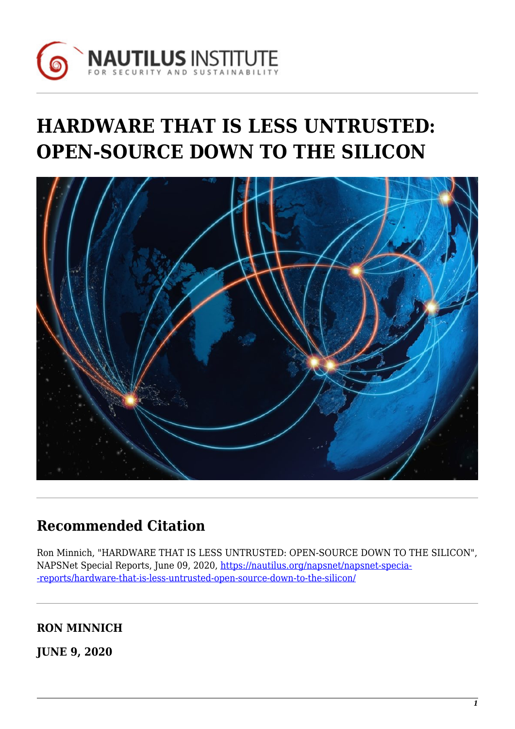# HARDWARE THAT IS LESS UNTRUSTED: OPEN-SOURCE DOWN TO THE SILICON

## Recommended Citation

Ron Minnich, "HARDWARE THAT IS LESS UNTRUSTED: OPEN-SOURCE DOWN TO THE SILICON", NAPSNet Special Reports, June 09, 2020, [https://nautilus.org/napsnet/napsnet-specia--reports/hardware-that-is-less-untrusted-open-source-down-to-the-silicon/](https://nautilus.org/napsnet/napsnet-specia--reports/hardware-that-is-less-untrusted-open-source-down-to-the-silicon/)

**RON MINNICH**

**JUNE 9, 2020**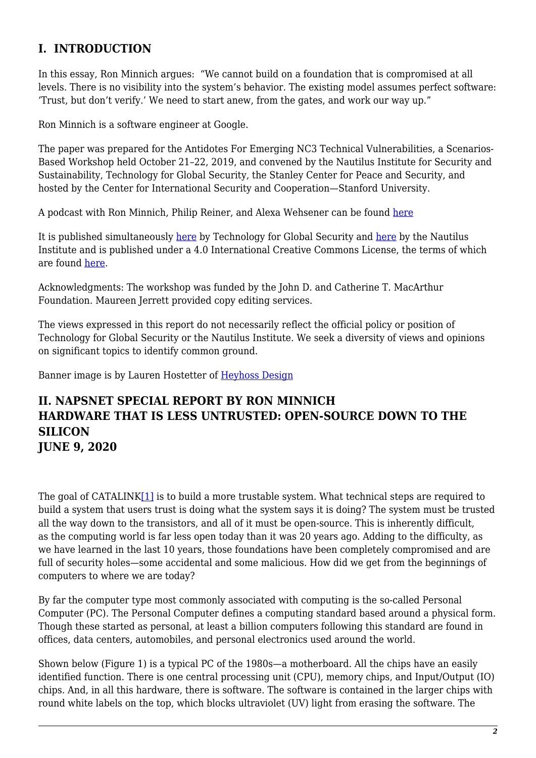## I. INTRODUCTION

In this essay, Ron Minnich argues: "We cannot build on a foundation that is compromised at all levels. There is no visibility into the system's behavior. The existing model assumes perfect software: 'Trust, but don't verify.' We need to start anew, from the gates, and work our way up."

Ron Minnich is a software engineer at Google.

The paper was prepared for the Antidotes For Emerging NC3 Technical Vulnerabilities, a Scenarios-Based Workshop held October 21–22, 2019, and convened by the Nautilus Institute for Security and Sustainability, Technology for Global Security, the Stanley Center for Peace and Security, and hosted by the Center for International Security and Cooperation—Stanford University.

A podcast with Ron Minnich, Philip Reiner, and Alexa Wehsener can be found here

It is published simultaneously here by Technology for Global Security and here by the Nautilus Institute and is published under a 4.0 International Creative Commons License, the terms of which are found here.

Acknowledgments: The workshop was funded by the John D. and Catherine T. MacArthur Foundation. Maureen Jerrett provided copy editing services.

The views expressed in this report do not necessarily reflect the official policy or position of Technology for Global Security or the Nautilus Institute. We seek a diversity of views and opinions on significant topics to identify common ground.

Banner image is by Lauren Hostetter of Heyhoss Design

## II. NAPSNET SPECIAL REPORT BY RON MINNICH
## HARDWARE THAT IS LESS UNTRUSTED: OPEN-SOURCE DOWN TO THE SILICON
## JUNE 9, 2020

The goal of CATALINK[1] is to build a more trustable system. What technical steps are required to build a system that users trust is doing what the system says it is doing? The system must be trusted all the way down to the transistors, and all of it must be open-source. This is inherently difficult, as the computing world is far less open today than it was 20 years ago. Adding to the difficulty, as we have learned in the last 10 years, those foundations have been completely compromised and are full of security holes—some accidental and some malicious. How did we get from the beginnings of computers to where we are today?

By far the computer type most commonly associated with computing is the so-called Personal Computer (PC). The Personal Computer defines a computing standard based around a physical form. Though these started as personal, at least a billion computers following this standard are found in offices, data centers, automobiles, and personal electronics used around the world.

Shown below (Figure 1) is a typical PC of the 1980s—a motherboard. All the chips have an easily identified function. There is one central processing unit (CPU), memory chips, and Input/Output (IO) chips. And, in all this hardware, there is software. The software is contained in the larger chips with round white labels on the top, which blocks ultraviolet (UV) light from erasing the software. The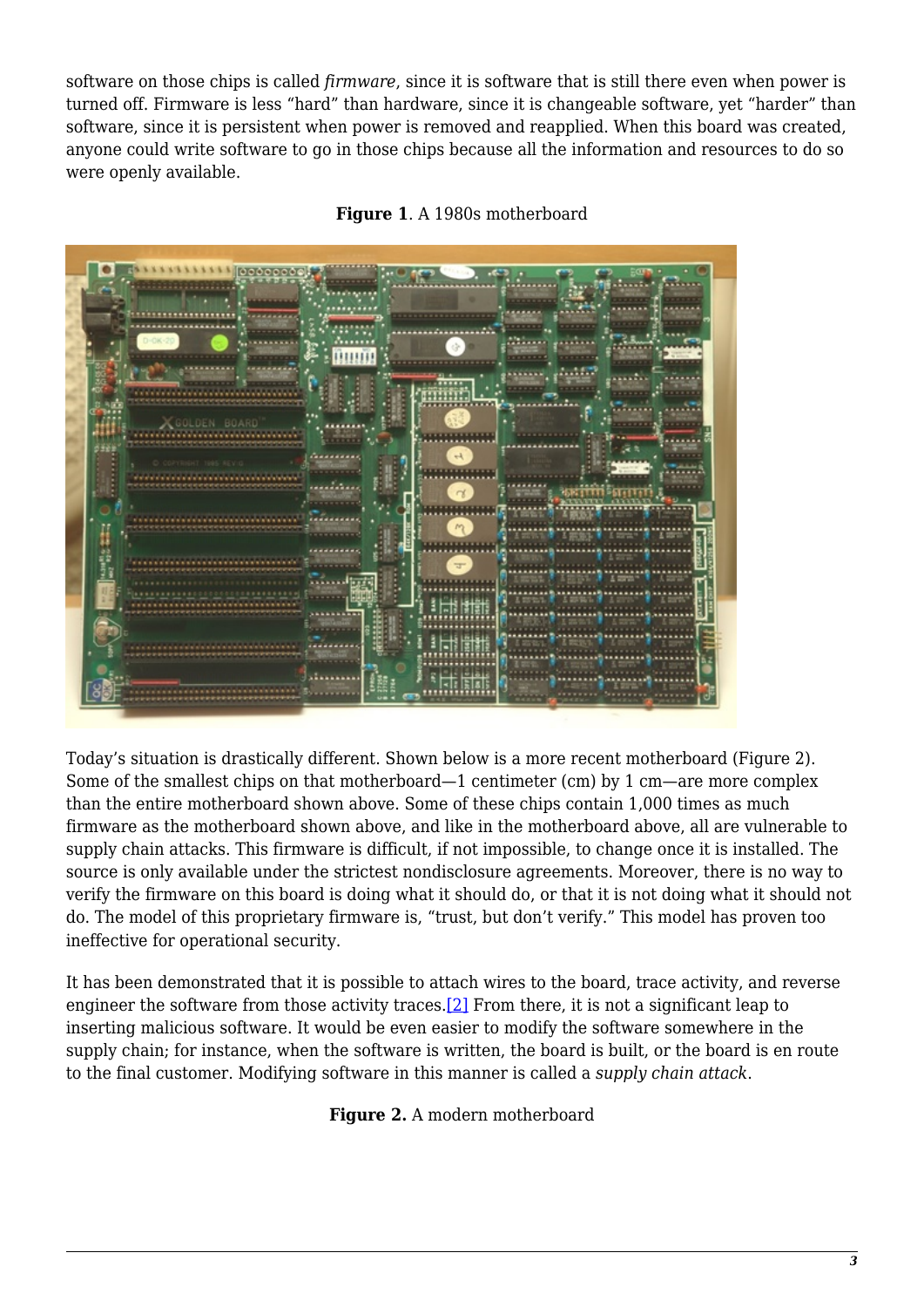software on those chips is called *firmware*, since it is software that is still there even when power is turned off. Firmware is less "hard" than hardware, since it is changeable software, yet "harder" than software, since it is persistent when power is removed and reapplied. When this board was created, anyone could write software to go in those chips because all the information and resources to do so were openly available.

**Figure 1**. A 1980s motherboard

Today's situation is drastically different. Shown below is a more recent motherboard (Figure 2). Some of the smallest chips on that motherboard—1 centimeter (cm) by 1 cm—are more complex than the entire motherboard shown above. Some of these chips contain 1,000 times as much firmware as the motherboard shown above, and like in the motherboard above, all are vulnerable to supply chain attacks. This firmware is difficult, if not impossible, to change once it is installed. The source is only available under the strictest nondisclosure agreements. Moreover, there is no way to verify the firmware on this board is doing what it should do, or that it is not doing what it should not do. The model of this proprietary firmware is, "trust, but don't verify." This model has proven too ineffective for operational security.

It has been demonstrated that it is possible to attach wires to the board, trace activity, and reverse engineer the software from those activity traces.[2] From there, it is not a significant leap to inserting malicious software. It would be even easier to modify the software somewhere in the supply chain; for instance, when the software is written, the board is built, or the board is en route to the final customer. Modifying software in this manner is called a *supply chain attack*.

**Figure 2.** A modern motherboard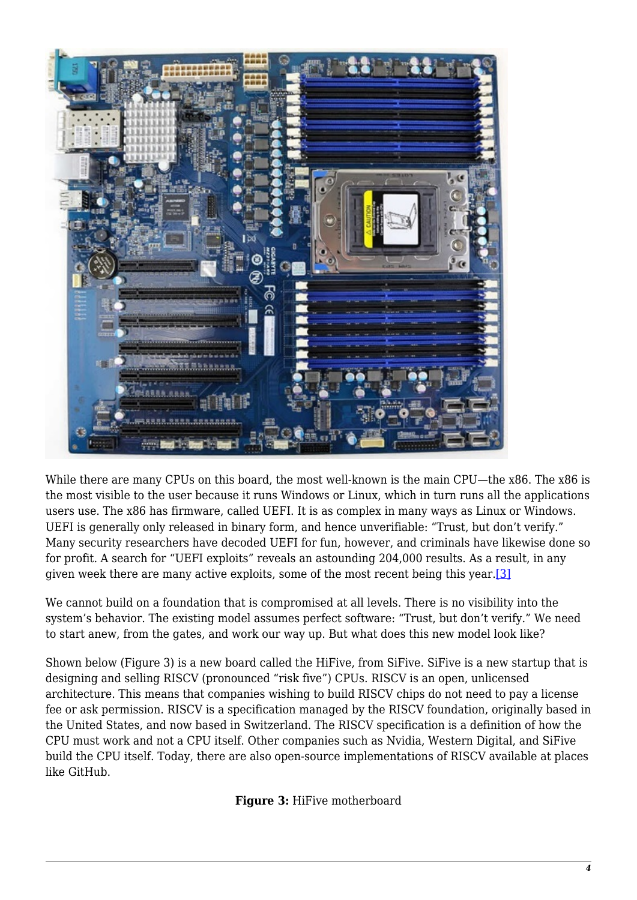While there are many CPUs on this board, the most well-known is the main CPU—the x86. The x86 is the most visible to the user because it runs Windows or Linux, which in turn runs all the applications users use. The x86 has firmware, called UEFI. It is as complex in many ways as Linux or Windows. UEFI is generally only released in binary form, and hence unverifiable: “Trust, but don’t verify.” Many security researchers have decoded UEFI for fun, however, and criminals have likewise done so for profit. A search for “UEFI exploits” reveals an astounding 204,000 results. As a result, in any given week there are many active exploits, some of the most recent being this year.[3]

We cannot build on a foundation that is compromised at all levels. There is no visibility into the system’s behavior. The existing model assumes perfect software: “Trust, but don’t verify.” We need to start anew, from the gates, and work our way up. But what does this new model look like?

Shown below (Figure 3) is a new board called the HiFive, from SiFive. SiFive is a new startup that is designing and selling RISCV (pronounced “risk five”) CPUs. RISCV is an open, unlicensed architecture. This means that companies wishing to build RISCV chips do not need to pay a license fee or ask permission. RISCV is a specification managed by the RISCV foundation, originally based in the United States, and now based in Switzerland. The RISCV specification is a definition of how the CPU must work and not a CPU itself. Other companies such as Nvidia, Western Digital, and SiFive build the CPU itself. Today, there are also open-source implementations of RISCV available at places like GitHub.

**Figure 3:** HiFive motherboard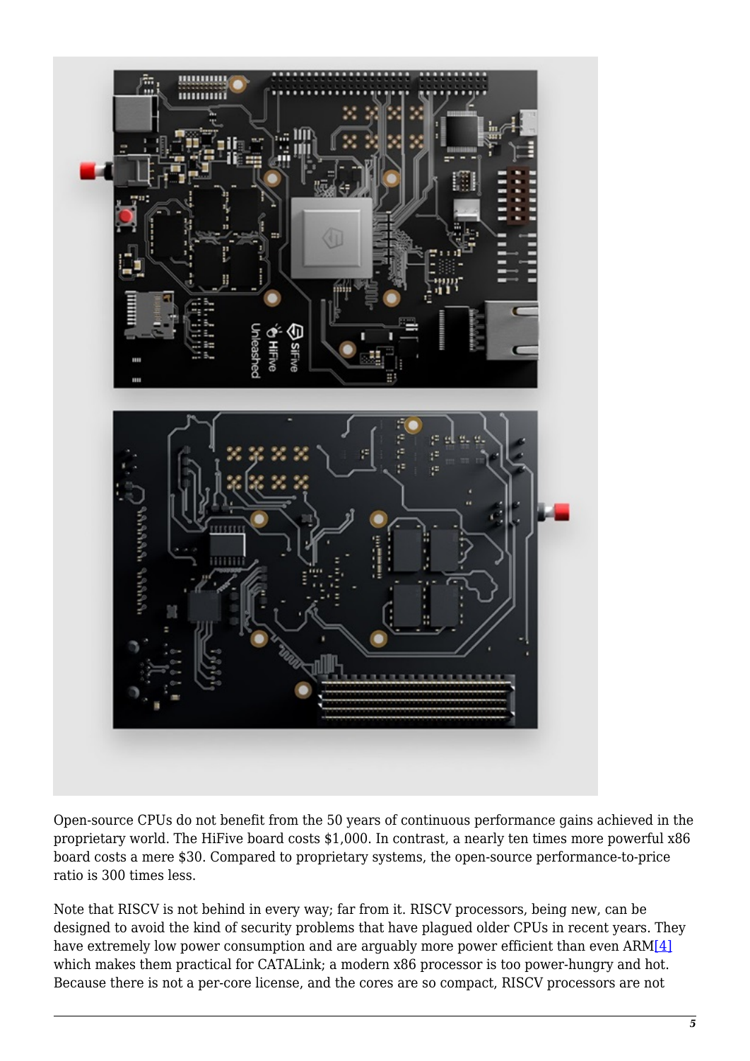Open-source CPUs do not benefit from the 50 years of continuous performance gains achieved in the proprietary world. The HiFive board costs $1,000. In contrast, a nearly ten times more powerful x86 board costs a mere $30. Compared to proprietary systems, the open-source performance-to-price ratio is 300 times less.

Note that RISCV is not behind in every way; far from it. RISCV processors, being new, can be designed to avoid the kind of security problems that have plagued older CPUs in recent years. They have extremely low power consumption and are arguably more power efficient than even ARM[4] which makes them practical for CATALink; a modern x86 processor is too power-hungry and hot. Because there is not a per-core license, and the cores are so compact, RISCV processors are not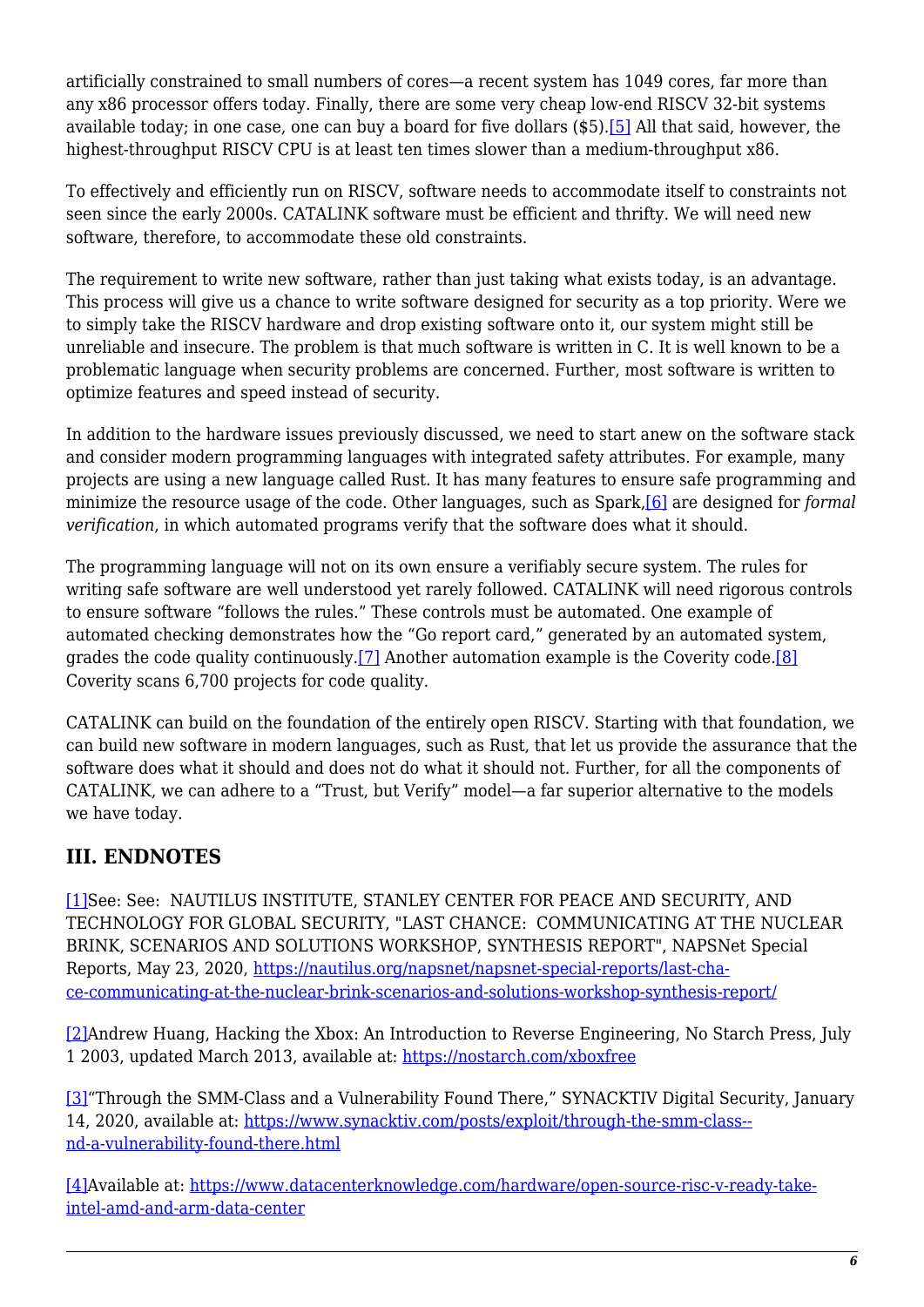artificially constrained to small numbers of cores—a recent system has 1049 cores, far more than any x86 processor offers today. Finally, there are some very cheap low-end RISCV 32-bit systems available today; in one case, one can buy a board for five dollars ($5).[5] All that said, however, the highest-throughput RISCV CPU is at least ten times slower than a medium-throughput x86.

To effectively and efficiently run on RISCV, software needs to accommodate itself to constraints not seen since the early 2000s. CATALINK software must be efficient and thrifty. We will need new software, therefore, to accommodate these old constraints.

The requirement to write new software, rather than just taking what exists today, is an advantage. This process will give us a chance to write software designed for security as a top priority. Were we to simply take the RISCV hardware and drop existing software onto it, our system might still be unreliable and insecure. The problem is that much software is written in C. It is well known to be a problematic language when security problems are concerned. Further, most software is written to optimize features and speed instead of security.

In addition to the hardware issues previously discussed, we need to start anew on the software stack and consider modern programming languages with integrated safety attributes. For example, many projects are using a new language called Rust. It has many features to ensure safe programming and minimize the resource usage of the code. Other languages, such as Spark,[6] are designed for *formal verification*, in which automated programs verify that the software does what it should.

The programming language will not on its own ensure a verifiably secure system. The rules for writing safe software are well understood yet rarely followed. CATALINK will need rigorous controls to ensure software "follows the rules." These controls must be automated. One example of automated checking demonstrates how the "Go report card," generated by an automated system, grades the code quality continuously.[7] Another automation example is the Coverity code.[8] Coverity scans 6,700 projects for code quality.

CATALINK can build on the foundation of the entirely open RISCV. Starting with that foundation, we can build new software in modern languages, such as Rust, that let us provide the assurance that the software does what it should and does not do what it should not. Further, for all the components of CATALINK, we can adhere to a "Trust, but Verify" model—a far superior alternative to the models we have today.

## III. ENDNOTES

[1]See: See:  NAUTILUS INSTITUTE, STANLEY CENTER FOR PEACE AND SECURITY, AND TECHNOLOGY FOR GLOBAL SECURITY, "LAST CHANCE:  COMMUNICATING AT THE NUCLEAR BRINK, SCENARIOS AND SOLUTIONS WORKSHOP, SYNTHESIS REPORT", NAPSNet Special Reports, May 23, 2020, https://nautilus.org/napsnet/napsnet-special-reports/last-cha-ce-communicating-at-the-nuclear-brink-scenarios-and-solutions-workshop-synthesis-report/

[2]Andrew Huang, Hacking the Xbox: An Introduction to Reverse Engineering, No Starch Press, July 1 2003, updated March 2013, available at: https://nostarch.com/xboxfree

[3]"Through the SMM-Class and a Vulnerability Found There," SYNACKTIV Digital Security, January 14, 2020, available at: https://www.synacktiv.com/posts/exploit/through-the-smm-class--nd-a-vulnerability-found-there.html

[4]Available at: https://www.datacenterknowledge.com/hardware/open-source-risc-v-ready-take-intel-amd-and-arm-data-center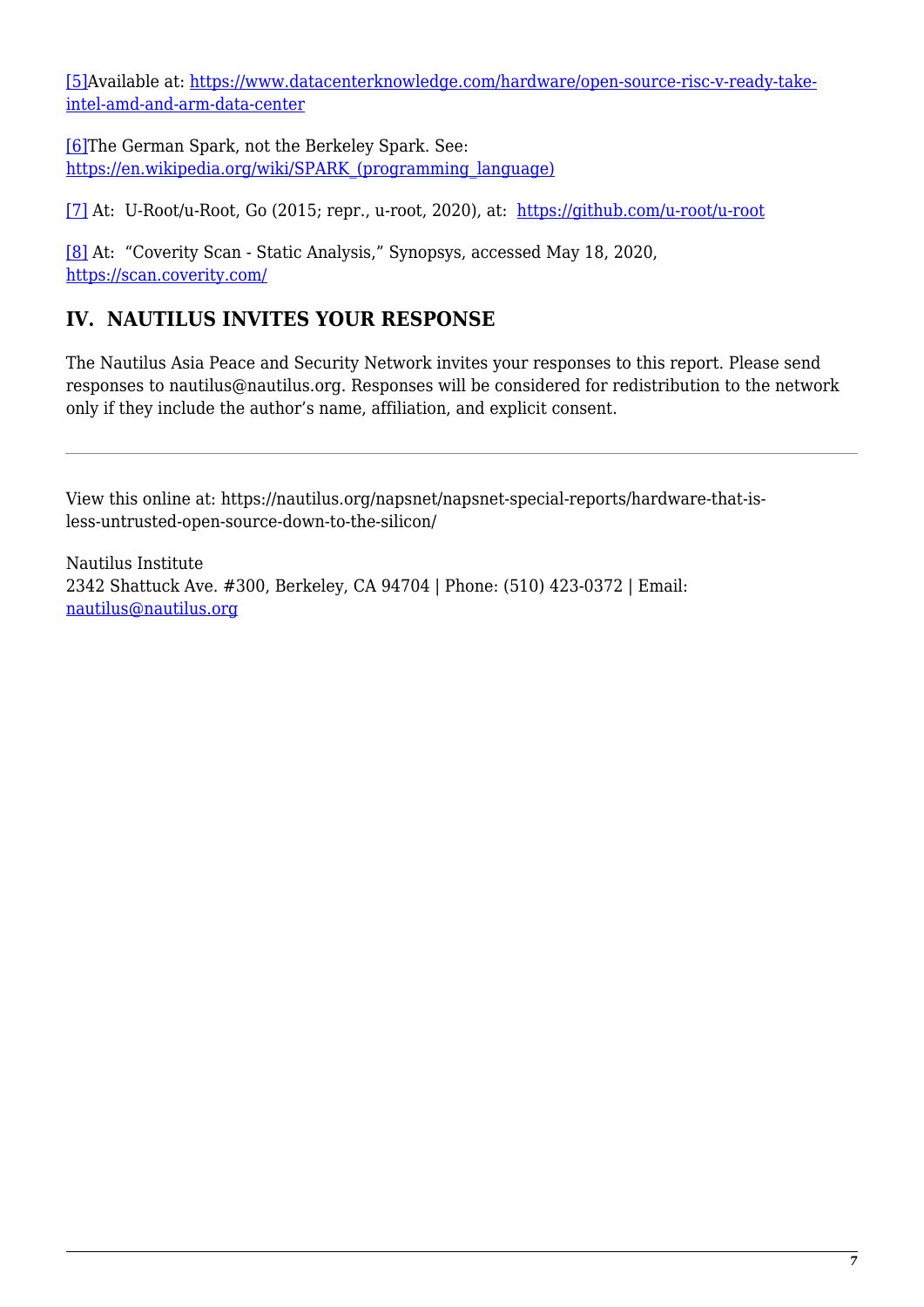[5]Available at: https://www.datacenterknowledge.com/hardware/open-source-risc-v-ready-take-intel-amd-and-arm-data-center

[6]The German Spark, not the Berkeley Spark. See: https://en.wikipedia.org/wiki/SPARK_(programming_language)

[7] At: U-Root/u-Root, Go (2015; repr., u-root, 2020), at: https://github.com/u-root/u-root

[8] At: "Coverity Scan - Static Analysis," Synopsys, accessed May 18, 2020, https://scan.coverity.com/

## IV. NAUTILUS INVITES YOUR RESPONSE

The Nautilus Asia Peace and Security Network invites your responses to this report. Please send responses to nautilus@nautilus.org. Responses will be considered for redistribution to the network only if they include the author's name, affiliation, and explicit consent.

---

View this online at: https://nautilus.org/napsnet/napsnet-special-reports/hardware-that-is-less-untrusted-open-source-down-to-the-silicon/

Nautilus Institute
2342 Shattuck Ave. #300, Berkeley, CA 94704 | Phone: (510) 423-0372 | Email: nautilus@nautilus.org